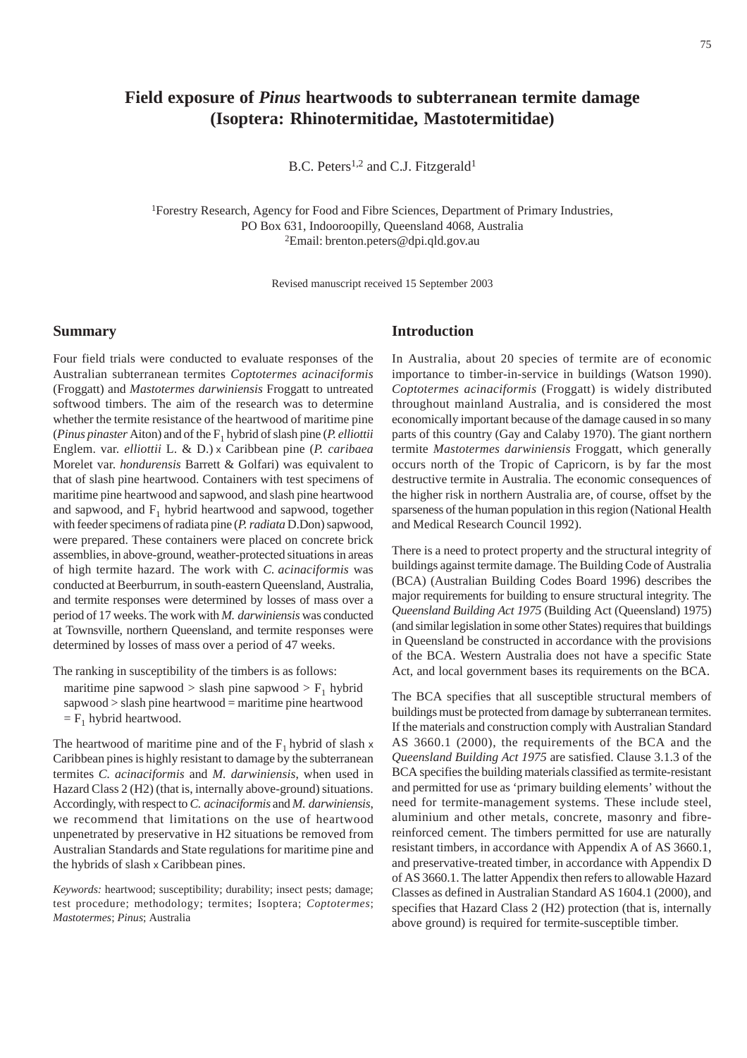# Field exposure of *Pinus* heartwoods to subterranean termite damage (Isoptera: Rhinotermitidae, Mastotermitidae)

B.C. Peters[1,2] and C.J. Fitzgerald[1]

[1]Forestry Research, Agency for Food and Fibre Sciences, Department of Primary Industries, PO Box 631, Indooroopilly, Queensland 4068, Australia
[2]Email: brenton.peters@dpi.qld.gov.au

Revised manuscript received 15 September 2003

## Summary

Four field trials were conducted to evaluate responses of the Australian subterranean termites *Coptotermes acinaciformis* (Froggatt) and *Mastotermes darwiniensis* Froggatt to untreated softwood timbers. The aim of the research was to determine whether the termite resistance of the heartwood of maritime pine (*Pinus pinaster* Aiton) and of the $F_1$ hybrid of slash pine (*P. elliottii* Englem. var. *elliottii* L. & D.) x Caribbean pine (*P. caribaea* Morelet var. *hondurensis* Barrett & Golfari) was equivalent to that of slash pine heartwood. Containers with test specimens of maritime pine heartwood and sapwood, and slash pine heartwood and sapwood, and $F_1$ hybrid heartwood and sapwood, together with feeder specimens of radiata pine (*P. radiata* D.Don) sapwood, were prepared. These containers were placed on concrete brick assemblies, in above-ground, weather-protected situations in areas of high termite hazard. The work with *C. acinaciformis* was conducted at Beerburrum, in south-eastern Queensland, Australia, and termite responses were determined by losses of mass over a period of 17 weeks. The work with *M. darwiniensis* was conducted at Townsville, northern Queensland, and termite responses were determined by losses of mass over a period of 47 weeks.

The ranking in susceptibility of the timbers is as follows:

maritime pine sapwood > slash pine sapwood > $F_1$ hybrid sapwood > slash pine heartwood = maritime pine heartwood = $F_1$ hybrid heartwood.

The heartwood of maritime pine and of the $F_1$ hybrid of slash x Caribbean pines is highly resistant to damage by the subterranean termites *C. acinaciformis* and *M. darwiniensis*, when used in Hazard Class 2 (H2) (that is, internally above-ground) situations. Accordingly, with respect to *C. acinaciformis* and *M. darwiniensis*, we recommend that limitations on the use of heartwood unpenetrated by preservative in H2 situations be removed from Australian Standards and State regulations for maritime pine and the hybrids of slash x Caribbean pines.

*Keywords:* heartwood; susceptibility; durability; insect pests; damage; test procedure; methodology; termites; Isoptera; *Coptotermes*; *Mastotermes*; *Pinus*; Australia

## Introduction

In Australia, about 20 species of termite are of economic importance to timber-in-service in buildings (Watson 1990). *Coptotermes acinaciformis* (Froggatt) is widely distributed throughout mainland Australia, and is considered the most economically important because of the damage caused in so many parts of this country (Gay and Calaby 1970). The giant northern termite *Mastotermes darwiniensis* Froggatt, which generally occurs north of the Tropic of Capricorn, is by far the most destructive termite in Australia. The economic consequences of the higher risk in northern Australia are, of course, offset by the sparseness of the human population in this region (National Health and Medical Research Council 1992).

There is a need to protect property and the structural integrity of buildings against termite damage. The Building Code of Australia (BCA) (Australian Building Codes Board 1996) describes the major requirements for building to ensure structural integrity. The *Queensland Building Act 1975* (Building Act (Queensland) 1975) (and similar legislation in some other States) requires that buildings in Queensland be constructed in accordance with the provisions of the BCA. Western Australia does not have a specific State Act, and local government bases its requirements on the BCA.

The BCA specifies that all susceptible structural members of buildings must be protected from damage by subterranean termites. If the materials and construction comply with Australian Standard AS 3660.1 (2000), the requirements of the BCA and the *Queensland Building Act 1975* are satisfied. Clause 3.1.3 of the BCA specifies the building materials classified as termite-resistant and permitted for use as 'primary building elements' without the need for termite-management systems. These include steel, aluminium and other metals, concrete, masonry and fibre-reinforced cement. The timbers permitted for use are naturally resistant timbers, in accordance with Appendix A of AS 3660.1, and preservative-treated timber, in accordance with Appendix D of AS 3660.1. The latter Appendix then refers to allowable Hazard Classes as defined in Australian Standard AS 1604.1 (2000), and specifies that Hazard Class 2 (H2) protection (that is, internally above ground) is required for termite-susceptible timber.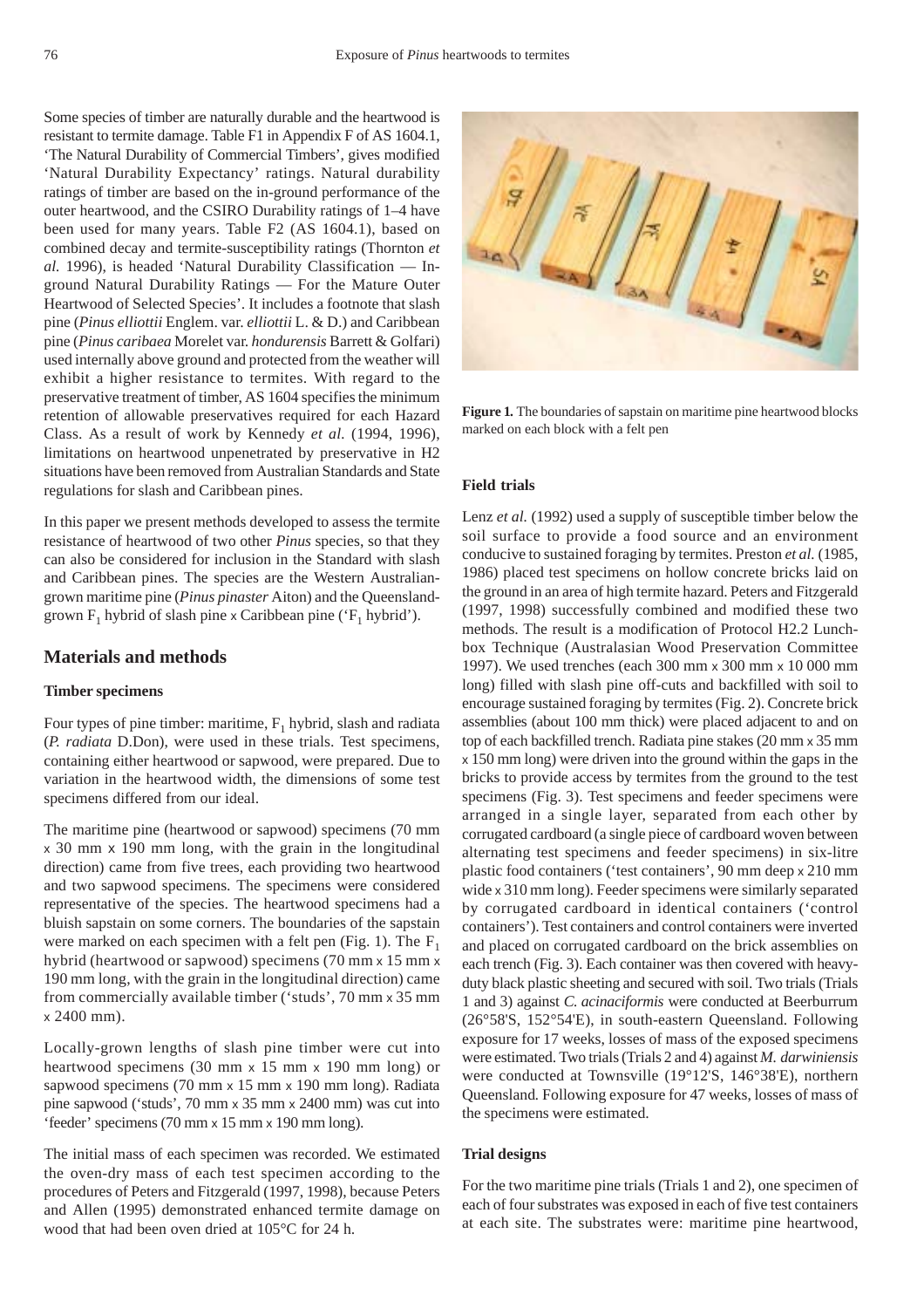Some species of timber are naturally durable and the heartwood is resistant to termite damage. Table F1 in Appendix F of AS 1604.1, 'The Natural Durability of Commercial Timbers', gives modified 'Natural Durability Expectancy' ratings. Natural durability ratings of timber are based on the in-ground performance of the outer heartwood, and the CSIRO Durability ratings of 1–4 have been used for many years. Table F2 (AS 1604.1), based on combined decay and termite-susceptibility ratings (Thornton *et al.* 1996), is headed 'Natural Durability Classification — In-ground Natural Durability Ratings — For the Mature Outer Heartwood of Selected Species'. It includes a footnote that slash pine (*Pinus elliottii* Englem. var. *elliottii* L. & D.) and Caribbean pine (*Pinus caribaea* Morelet var. *hondurensis* Barrett & Golfari) used internally above ground and protected from the weather will exhibit a higher resistance to termites. With regard to the preservative treatment of timber, AS 1604 specifies the minimum retention of allowable preservatives required for each Hazard Class. As a result of work by Kennedy *et al.* (1994, 1996), limitations on heartwood unpenetrated by preservative in H2 situations have been removed from Australian Standards and State regulations for slash and Caribbean pines.

In this paper we present methods developed to assess the termite resistance of heartwood of two other *Pinus* species, so that they can also be considered for inclusion in the Standard with slash and Caribbean pines. The species are the Western Australian-grown maritime pine (*Pinus pinaster* Aiton) and the Queensland-grown $F_1$ hybrid of slash pine x Caribbean pine ('$F_1$ hybrid').

## Materials and methods

### Timber specimens

Four types of pine timber: maritime, $F_1$ hybrid, slash and radiata (*P. radiata* D.Don), were used in these trials. Test specimens, containing either heartwood or sapwood, were prepared. Due to variation in the heartwood width, the dimensions of some test specimens differed from our ideal.

The maritime pine (heartwood or sapwood) specimens (70 mm x 30 mm x 190 mm long, with the grain in the longitudinal direction) came from five trees, each providing two heartwood and two sapwood specimens. The specimens were considered representative of the species. The heartwood specimens had a bluish sapstain on some corners. The boundaries of the sapstain were marked on each specimen with a felt pen (Fig. 1). The $F_1$ hybrid (heartwood or sapwood) specimens (70 mm x 15 mm x 190 mm long, with the grain in the longitudinal direction) came from commercially available timber ('studs', 70 mm x 35 mm x 2400 mm).

Locally-grown lengths of slash pine timber were cut into heartwood specimens (30 mm x 15 mm x 190 mm long) or sapwood specimens (70 mm x 15 mm x 190 mm long). Radiata pine sapwood ('studs', 70 mm x 35 mm x 2400 mm) was cut into 'feeder' specimens (70 mm x 15 mm x 190 mm long).

The initial mass of each specimen was recorded. We estimated the oven-dry mass of each test specimen according to the procedures of Peters and Fitzgerald (1997, 1998), because Peters and Allen (1995) demonstrated enhanced termite damage on wood that had been oven dried at 105°C for 24 h.

**Figure 1.** The boundaries of sapstain on maritime pine heartwood blocks marked on each block with a felt pen

### Field trials

Lenz *et al.* (1992) used a supply of susceptible timber below the soil surface to provide a food source and an environment conducive to sustained foraging by termites. Preston *et al.* (1985, 1986) placed test specimens on hollow concrete bricks laid on the ground in an area of high termite hazard. Peters and Fitzgerald (1997, 1998) successfully combined and modified these two methods. The result is a modification of Protocol H2.2 Lunch-box Technique (Australasian Wood Preservation Committee 1997). We used trenches (each 300 mm x 300 mm x 10 000 mm long) filled with slash pine off-cuts and backfilled with soil to encourage sustained foraging by termites (Fig. 2). Concrete brick assemblies (about 100 mm thick) were placed adjacent to and on top of each backfilled trench. Radiata pine stakes (20 mm x 35 mm x 150 mm long) were driven into the ground within the gaps in the bricks to provide access by termites from the ground to the test specimens (Fig. 3). Test specimens and feeder specimens were arranged in a single layer, separated from each other by corrugated cardboard (a single piece of cardboard woven between alternating test specimens and feeder specimens) in six-litre plastic food containers ('test containers', 90 mm deep x 210 mm wide x 310 mm long). Feeder specimens were similarly separated by corrugated cardboard in identical containers ('control containers'). Test containers and control containers were inverted and placed on corrugated cardboard on the brick assemblies on each trench (Fig. 3). Each container was then covered with heavy-duty black plastic sheeting and secured with soil. Two trials (Trials 1 and 3) against *C. acinaciformis* were conducted at Beerburrum (26°58'S, 152°54'E), in south-eastern Queensland. Following exposure for 17 weeks, losses of mass of the exposed specimens were estimated. Two trials (Trials 2 and 4) against *M. darwiniensis* were conducted at Townsville (19°12'S, 146°38'E), northern Queensland. Following exposure for 47 weeks, losses of mass of the specimens were estimated.

### Trial designs

For the two maritime pine trials (Trials 1 and 2), one specimen of each of four substrates was exposed in each of five test containers at each site. The substrates were: maritime pine heartwood,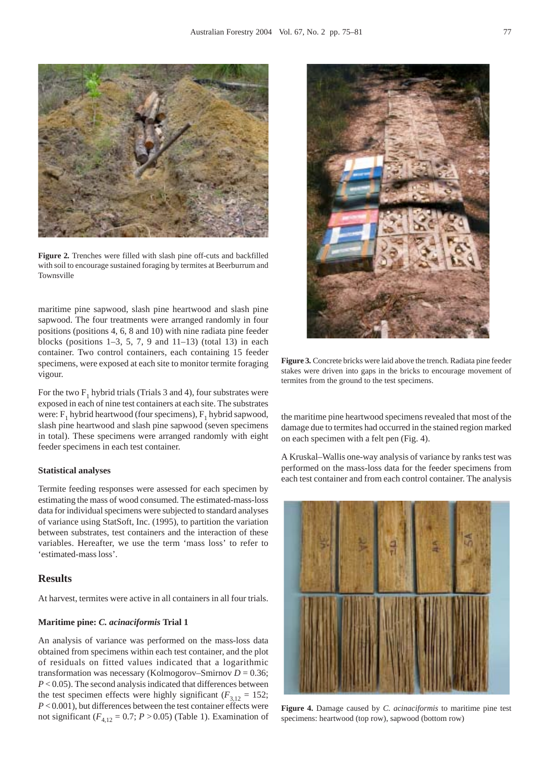Figure 2. Trenches were filled with slash pine off-cuts and backfilled with soil to encourage sustained foraging by termites at Beerburrum and Townsville

maritime pine sapwood, slash pine heartwood and slash pine sapwood. The four treatments were arranged randomly in four positions (positions 4, 6, 8 and 10) with nine radiata pine feeder blocks (positions 1–3, 5, 7, 9 and 11–13) (total 13) in each container. Two control containers, each containing 15 feeder specimens, were exposed at each site to monitor termite foraging vigour.

For the two $F_1$ hybrid trials (Trials 3 and 4), four substrates were exposed in each of nine test containers at each site. The substrates were: $F_1$ hybrid heartwood (four specimens), $F_1$ hybrid sapwood, slash pine heartwood and slash pine sapwood (seven specimens in total). These specimens were arranged randomly with eight feeder specimens in each test container.

#### Statistical analyses

Termite feeding responses were assessed for each specimen by estimating the mass of wood consumed. The estimated-mass-loss data for individual specimens were subjected to standard analyses of variance using StatSoft, Inc. (1995), to partition the variation between substrates, test containers and the interaction of these variables. Hereafter, we use the term 'mass loss' to refer to 'estimated-mass loss'.

## Results

At harvest, termites were active in all containers in all four trials.

#### Maritime pine: *C. acinaciformis* Trial 1

An analysis of variance was performed on the mass-loss data obtained from specimens within each test container, and the plot of residuals on fitted values indicated that a logarithmic transformation was necessary (Kolmogorov–Smirnov $D = 0.36$; $P < 0.05$). The second analysis indicated that differences between the test specimen effects were highly significant ($F_{3,12} = 152$; $P < 0.001$), but differences between the test container effects were not significant ($F_{4,12} = 0.7$; $P > 0.05$) (Table 1). Examination of the maritime pine heartwood specimens revealed that most of the damage due to termites had occurred in the stained region marked on each specimen with a felt pen (Fig. 4).

Figure 3. Concrete bricks were laid above the trench. Radiata pine feeder stakes were driven into gaps in the bricks to encourage movement of termites from the ground to the test specimens.

A Kruskal–Wallis one-way analysis of variance by ranks test was performed on the mass-loss data for the feeder specimens from each test container and from each control container. The analysis

Figure 4. Damage caused by *C. acinaciformis* to maritime pine test specimens: heartwood (top row), sapwood (bottom row)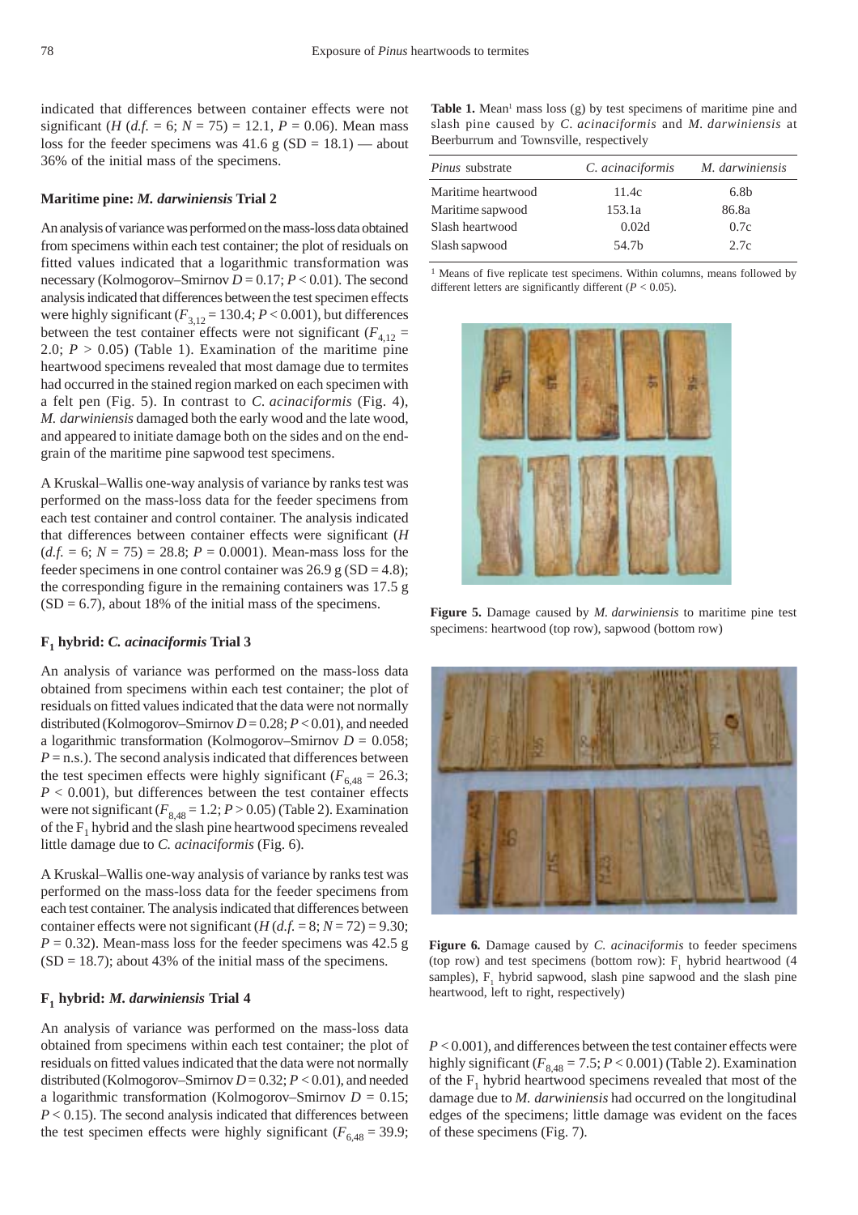indicated that differences between container effects were not significant ($H$ ($d.f.$ = 6; $N$ = 75) = 12.1, $P$ = 0.06). Mean mass loss for the feeder specimens was 41.6 g (SD = 18.1) — about 36% of the initial mass of the specimens.

### Maritime pine: *M. darwiniensis* Trial 2

An analysis of variance was performed on the mass-loss data obtained from specimens within each test container; the plot of residuals on fitted values indicated that a logarithmic transformation was necessary (Kolmogorov–Smirnov $D = 0.17$; $P < 0.01$). The second analysis indicated that differences between the test specimen effects were highly significant ($F_{3,12} = 130.4$; $P < 0.001$), but differences between the test container effects were not significant ($F_{4,12}$ = 2.0; $P > 0.05$) (Table 1). Examination of the maritime pine heartwood specimens revealed that most damage due to termites had occurred in the stained region marked on each specimen with a felt pen (Fig. 5). In contrast to *C. acinaciformis* (Fig. 4), *M. darwiniensis* damaged both the early wood and the late wood, and appeared to initiate damage both on the sides and on the end-grain of the maritime pine sapwood test specimens.

A Kruskal–Wallis one-way analysis of variance by ranks test was performed on the mass-loss data for the feeder specimens from each test container and control container. The analysis indicated that differences between container effects were significant ($H$ ($d.f.$ = 6; $N$ = 75) = 28.8; $P$ = 0.0001). Mean-mass loss for the feeder specimens in one control container was 26.9 g (SD = 4.8); the corresponding figure in the remaining containers was 17.5 g (SD = 6.7), about 18% of the initial mass of the specimens.

### $F_1$ hybrid: *C. acinaciformis* Trial 3

An analysis of variance was performed on the mass-loss data obtained from specimens within each test container; the plot of residuals on fitted values indicated that the data were not normally distributed (Kolmogorov–Smirnov $D = 0.28$; $P < 0.01$), and needed a logarithmic transformation (Kolmogorov–Smirnov $D$ = 0.058; $P$ = n.s.). The second analysis indicated that differences between the test specimen effects were highly significant ($F_{6,48} = 26.3$; $P < 0.001$), but differences between the test container effects were not significant ($F_{8,48} = 1.2$; $P > 0.05$) (Table 2). Examination of the $F_1$ hybrid and the slash pine heartwood specimens revealed little damage due to *C. acinaciformis* (Fig. 6).

A Kruskal–Wallis one-way analysis of variance by ranks test was performed on the mass-loss data for the feeder specimens from each test container. The analysis indicated that differences between container effects were not significant ($H$ ($d.f.$ = 8; $N$ = 72) = 9.30; $P$ = 0.32). Mean-mass loss for the feeder specimens was 42.5 g (SD = 18.7); about 43% of the initial mass of the specimens.

### $F_1$ hybrid: *M. darwiniensis* Trial 4

An analysis of variance was performed on the mass-loss data obtained from specimens within each test container; the plot of residuals on fitted values indicated that the data were not normally distributed (Kolmogorov–Smirnov $D = 0.32$; $P < 0.01$), and needed a logarithmic transformation (Kolmogorov–Smirnov $D$ = 0.15; $P < 0.15$). The second analysis indicated that differences between the test specimen effects were highly significant ($F_{6,48} = 39.9$; $P < 0.001$), and differences between the test container effects were highly significant ($F_{8,48} = 7.5$; $P < 0.001$) (Table 2). Examination of the $F_1$ hybrid heartwood specimens revealed that most of the damage due to *M. darwiniensis* had occurred on the longitudinal edges of the specimens; little damage was evident on the faces of these specimens (Fig. 7).

**Table 1.** Mean[1] mass loss (g) by test specimens of maritime pine and slash pine caused by *C. acinaciformis* and *M. darwiniensis* at Beerburrum and Townsville, respectively

| *Pinus* substrate | *C. acinaciformis* | *M. darwiniensis* |
|---|---|---|
| Maritime heartwood | 11.4c | 6.8b |
| Maritime sapwood | 153.1a | 86.8a |
| Slash heartwood | 0.02d | 0.7c |
| Slash sapwood | 54.7b | 2.7c |

[1] Means of five replicate test specimens. Within columns, means followed by different letters are significantly different ($P < 0.05$).

**Figure 5.** Damage caused by *M. darwiniensis* to maritime pine test specimens: heartwood (top row), sapwood (bottom row)

**Figure 6.** Damage caused by *C. acinaciformis* to feeder specimens (top row) and test specimens (bottom row): $F_1$ hybrid heartwood (4 samples), $F_1$ hybrid sapwood, slash pine sapwood and the slash pine heartwood, left to right, respectively)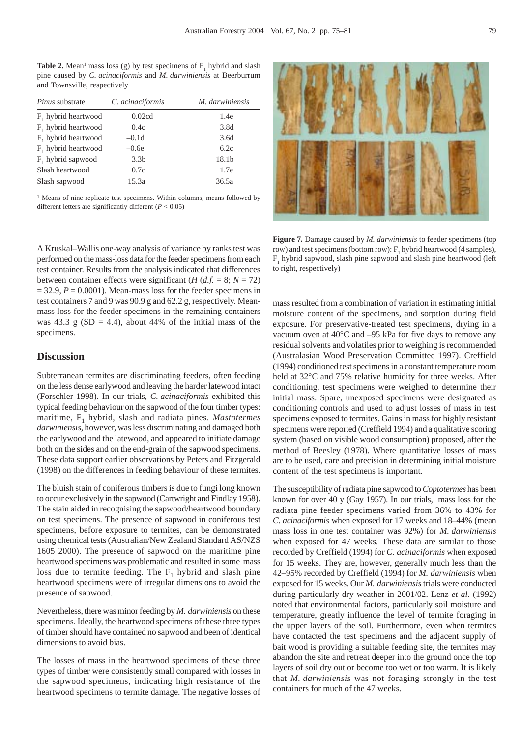**Table 2.** Mean[1] mass loss (g) by test specimens of $F_1$ hybrid and slash pine caused by *C. acinaciformis* and *M. darwiniensis* at Beerburrum and Townsville, respectively

| *Pinus* substrate | *C. acinaciformis* | *M. darwiniensis* |
|---|---|---|
| $F_1$ hybrid heartwood | 0.02cd | 1.4e |
| $F_1$ hybrid heartwood | 0.4c | 3.8d |
| $F_1$ hybrid heartwood | –0.1d | 3.6d |
| $F_1$ hybrid heartwood | –0.6e | 6.2c |
| $F_1$ hybrid sapwood | 3.3b | 18.1b |
| Slash heartwood | 0.7c | 1.7e |
| Slash sapwood | 15.3a | 36.5a |

[1] Means of nine replicate test specimens. Within columns, means followed by different letters are significantly different ($P < 0.05$)

A Kruskal–Wallis one-way analysis of variance by ranks test was performed on the mass-loss data for the feeder specimens from each test container. Results from the analysis indicated that differences between container effects were significant ($H$ ($d.f.$ = 8; $N$ = 72) = 32.9, $P$ = 0.0001). Mean-mass loss for the feeder specimens in test containers 7 and 9 was 90.9 g and 62.2 g, respectively. Mean-mass loss for the feeder specimens in the remaining containers was 43.3 g (SD = 4.4), about 44% of the initial mass of the specimens.

## Discussion

Subterranean termites are discriminating feeders, often feeding on the less dense earlywood and leaving the harder latewood intact (Forschler 1998). In our trials, *C. acinaciformis* exhibited this typical feeding behaviour on the sapwood of the four timber types: maritime, $F_1$ hybrid, slash and radiata pines. *Mastotermes darwiniensis*, however, was less discriminating and damaged both the earlywood and the latewood, and appeared to initiate damage both on the sides and on the end-grain of the sapwood specimens. These data support earlier observations by Peters and Fitzgerald (1998) on the differences in feeding behaviour of these termites.

The bluish stain of coniferous timbers is due to fungi long known to occur exclusively in the sapwood (Cartwright and Findlay 1958). The stain aided in recognising the sapwood/heartwood boundary on test specimens. The presence of sapwood in coniferous test specimens, before exposure to termites, can be demonstrated using chemical tests (Australian/New Zealand Standard AS/NZS 1605 2000). The presence of sapwood on the maritime pine heartwood specimens was problematic and resulted in some mass loss due to termite feeding. The $F_1$ hybrid and slash pine heartwood specimens were of irregular dimensions to avoid the presence of sapwood.

Nevertheless, there was minor feeding by *M. darwiniensis* on these specimens. Ideally, the heartwood specimens of these three types of timber should have contained no sapwood and been of identical dimensions to avoid bias.

The losses of mass in the heartwood specimens of these three types of timber were consistently small compared with losses in the sapwood specimens, indicating high resistance of the heartwood specimens to termite damage. The negative losses of mass resulted from a combination of variation in estimating initial moisture content of the specimens, and sorption during field exposure. For preservative-treated test specimens, drying in a vacuum oven at 40°C and –95 kPa for five days to remove any residual solvents and volatiles prior to weighing is recommended (Australasian Wood Preservation Committee 1997). Creffield (1994) conditioned test specimens in a constant temperature room held at 32°C and 75% relative humidity for three weeks. After conditioning, test specimens were weighed to determine their initial mass. Spare, unexposed specimens were designated as conditioning controls and used to adjust losses of mass in test specimens exposed to termites. Gains in mass for highly resistant specimens were reported (Creffield 1994) and a qualitative scoring system (based on visible wood consumption) proposed, after the method of Beesley (1978). Where quantitative losses of mass are to be used, care and precision in determining initial moisture content of the test specimens is important.

**Figure 7.** Damage caused by *M. darwiniensis* to feeder specimens (top row) and test specimens (bottom row): $F_1$ hybrid heartwood (4 samples), $F_1$ hybrid sapwood, slash pine sapwood and slash pine heartwood (left to right, respectively)

The susceptibility of radiata pine sapwood to *Coptotermes* has been known for over 40 y (Gay 1957). In our trials, mass loss for the radiata pine feeder specimens varied from 36% to 43% for *C. acinaciformis* when exposed for 17 weeks and 18–44% (mean mass loss in one test container was 92%) for *M. darwiniensis* when exposed for 47 weeks. These data are similar to those recorded by Creffield (1994) for *C. acinaciformis* when exposed for 15 weeks. They are, however, generally much less than the 42–95% recorded by Creffield (1994) for *M. darwiniensis* when exposed for 15 weeks. Our *M. darwiniensis* trials were conducted during particularly dry weather in 2001/02. Lenz *et al.* (1992) noted that environmental factors, particularly soil moisture and temperature, greatly influence the level of termite foraging in the upper layers of the soil. Furthermore, even when termites have contacted the test specimens and the adjacent supply of bait wood is providing a suitable feeding site, the termites may abandon the site and retreat deeper into the ground once the top layers of soil dry out or become too wet or too warm. It is likely that *M. darwiniensis* was not foraging strongly in the test containers for much of the 47 weeks.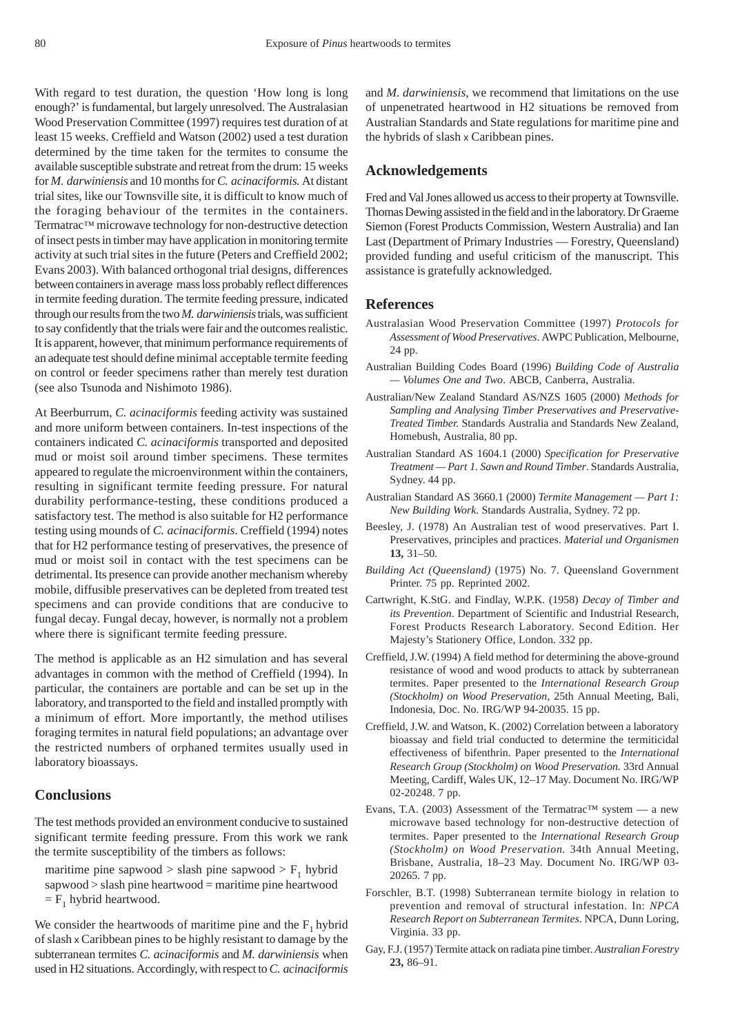With regard to test duration, the question 'How long is long enough?' is fundamental, but largely unresolved. The Australasian Wood Preservation Committee (1997) requires test duration of at least 15 weeks. Creffield and Watson (2002) used a test duration determined by the time taken for the termites to consume the available susceptible substrate and retreat from the drum: 15 weeks for *M. darwiniensis* and 10 months for *C. acinaciformis.* At distant trial sites, like our Townsville site, it is difficult to know much of the foraging behaviour of the termites in the containers. Termatrac™ microwave technology for non-destructive detection of insect pests in timber may have application in monitoring termite activity at such trial sites in the future (Peters and Creffield 2002; Evans 2003). With balanced orthogonal trial designs, differences between containers in average mass loss probably reflect differences in termite feeding duration. The termite feeding pressure, indicated through our results from the two *M. darwiniensis* trials, was sufficient to say confidently that the trials were fair and the outcomes realistic. It is apparent, however, that minimum performance requirements of an adequate test should define minimal acceptable termite feeding on control or feeder specimens rather than merely test duration (see also Tsunoda and Nishimoto 1986).

At Beerburrum, *C. acinaciformis* feeding activity was sustained and more uniform between containers. In-test inspections of the containers indicated *C. acinaciformis* transported and deposited mud or moist soil around timber specimens. These termites appeared to regulate the microenvironment within the containers, resulting in significant termite feeding pressure. For natural durability performance-testing, these conditions produced a satisfactory test. The method is also suitable for H2 performance testing using mounds of *C. acinaciformis*. Creffield (1994) notes that for H2 performance testing of preservatives, the presence of mud or moist soil in contact with the test specimens can be detrimental. Its presence can provide another mechanism whereby mobile, diffusible preservatives can be depleted from treated test specimens and can provide conditions that are conducive to fungal decay. Fungal decay, however, is normally not a problem where there is significant termite feeding pressure.

The method is applicable as an H2 simulation and has several advantages in common with the method of Creffield (1994). In particular, the containers are portable and can be set up in the laboratory, and transported to the field and installed promptly with a minimum of effort. More importantly, the method utilises foraging termites in natural field populations; an advantage over the restricted numbers of orphaned termites usually used in laboratory bioassays.

## Conclusions

The test methods provided an environment conducive to sustained significant termite feeding pressure. From this work we rank the termite susceptibility of the timbers as follows:

maritime pine sapwood > slash pine sapwood > $F_1$ hybrid sapwood > slash pine heartwood = maritime pine heartwood = $F_1$ hybrid heartwood.

We consider the heartwoods of maritime pine and the $F_1$ hybrid of slash x Caribbean pines to be highly resistant to damage by the subterranean termites *C. acinaciformis* and *M. darwiniensis* when used in H2 situations. Accordingly, with respect to *C. acinaciformis* and *M. darwiniensis*, we recommend that limitations on the use of unpenetrated heartwood in H2 situations be removed from Australian Standards and State regulations for maritime pine and the hybrids of slash x Caribbean pines.

## Acknowledgements

Fred and Val Jones allowed us access to their property at Townsville. Thomas Dewing assisted in the field and in the laboratory. Dr Graeme Siemon (Forest Products Commission, Western Australia) and Ian Last (Department of Primary Industries — Forestry, Queensland) provided funding and useful criticism of the manuscript. This assistance is gratefully acknowledged.

## References

Australasian Wood Preservation Committee (1997) *Protocols for Assessment of Wood Preservatives*. AWPC Publication, Melbourne, 24 pp.

Australian Building Codes Board (1996) *Building Code of Australia — Volumes One and Two*. ABCB, Canberra, Australia.

Australian/New Zealand Standard AS/NZS 1605 (2000) *Methods for Sampling and Analysing Timber Preservatives and Preservative-Treated Timber.* Standards Australia and Standards New Zealand, Homebush, Australia, 80 pp.

Australian Standard AS 1604.1 (2000) *Specification for Preservative Treatment — Part 1. Sawn and Round Timber*. Standards Australia, Sydney. 44 pp.

Australian Standard AS 3660.1 (2000) *Termite Management — Part 1: New Building Work.* Standards Australia, Sydney. 72 pp.

Beesley, J. (1978) An Australian test of wood preservatives. Part I. Preservatives, principles and practices. *Material und Organismen* **13,** 31–50.

*Building Act (Queensland)* (1975) No. 7. Queensland Government Printer. 75 pp. Reprinted 2002.

Cartwright, K.StG. and Findlay, W.P.K. (1958) *Decay of Timber and its Prevention*. Department of Scientific and Industrial Research, Forest Products Research Laboratory. Second Edition. Her Majesty's Stationery Office, London. 332 pp.

Creffield, J.W. (1994) A field method for determining the above-ground resistance of wood and wood products to attack by subterranean termites. Paper presented to the *International Research Group (Stockholm) on Wood Preservation*, 25th Annual Meeting, Bali, Indonesia, Doc. No. IRG/WP 94-20035. 15 pp.

Creffield, J.W. and Watson, K. (2002) Correlation between a laboratory bioassay and field trial conducted to determine the termiticidal effectiveness of bifenthrin. Paper presented to the *International Research Group (Stockholm) on Wood Preservation.* 33rd Annual Meeting, Cardiff, Wales UK, 12–17 May. Document No. IRG/WP 02-20248. 7 pp.

Evans, T.A. (2003) Assessment of the Termatrac™ system — a new microwave based technology for non-destructive detection of termites. Paper presented to the *International Research Group (Stockholm) on Wood Preservation.* 34th Annual Meeting, Brisbane, Australia, 18–23 May. Document No. IRG/WP 03-20265. 7 pp.

Forschler, B.T. (1998) Subterranean termite biology in relation to prevention and removal of structural infestation. In: *NPCA Research Report on Subterranean Termites*. NPCA, Dunn Loring, Virginia. 33 pp.

Gay, F.J. (1957) Termite attack on radiata pine timber. *Australian Forestry* **23,** 86–91.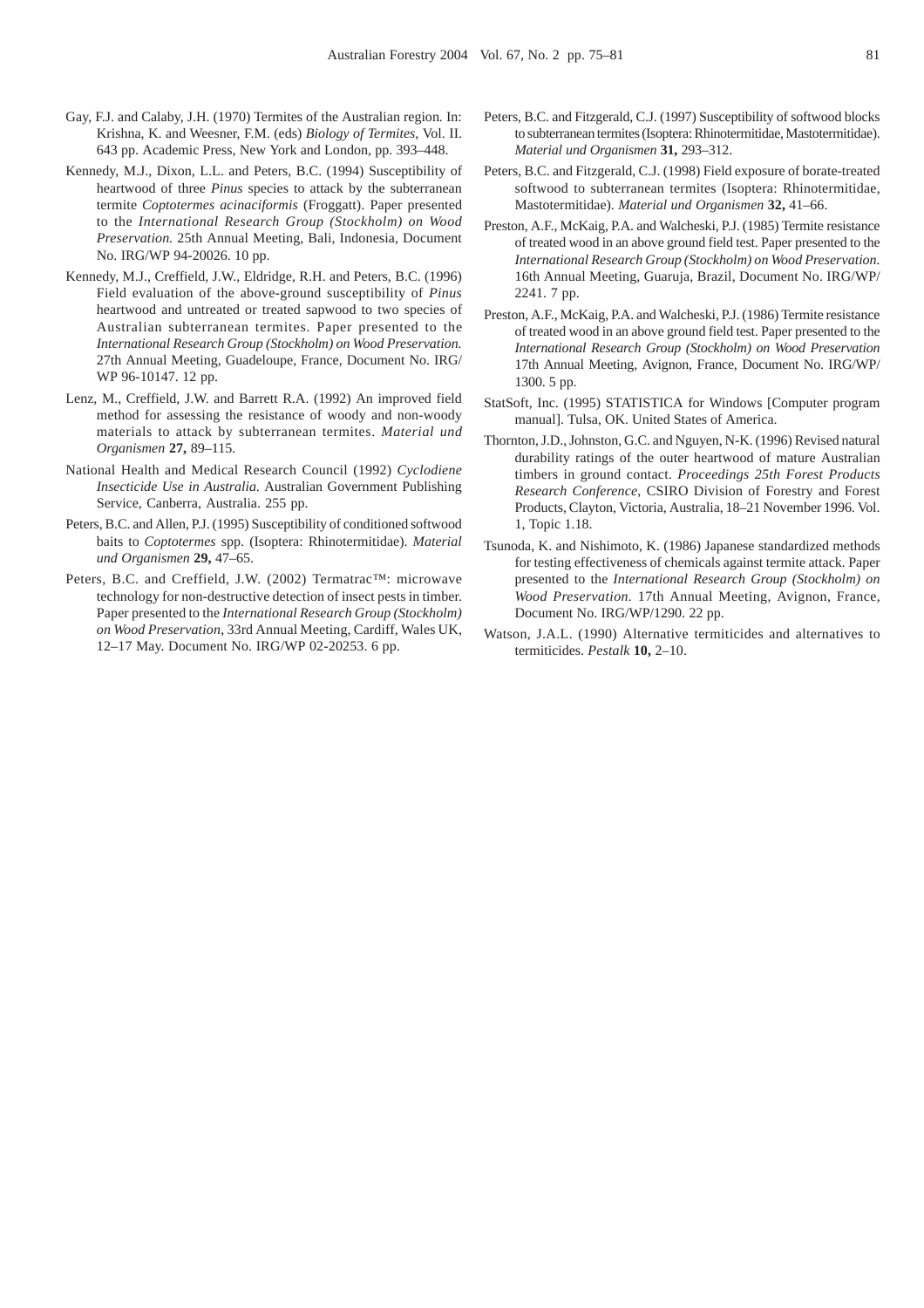Gay, F.J. and Calaby, J.H. (1970) Termites of the Australian region. In: Krishna, K. and Weesner, F.M. (eds) *Biology of Termites*, Vol. II. 643 pp. Academic Press, New York and London, pp. 393–448.

Kennedy, M.J., Dixon, L.L. and Peters, B.C. (1994) Susceptibility of heartwood of three *Pinus* species to attack by the subterranean termite *Coptotermes acinaciformis* (Froggatt). Paper presented to the *International Research Group (Stockholm) on Wood Preservation.* 25th Annual Meeting, Bali, Indonesia, Document No. IRG/WP 94-20026. 10 pp.

Kennedy, M.J., Creffield, J.W., Eldridge, R.H. and Peters, B.C. (1996) Field evaluation of the above-ground susceptibility of *Pinus* heartwood and untreated or treated sapwood to two species of Australian subterranean termites. Paper presented to the *International Research Group (Stockholm) on Wood Preservation.* 27th Annual Meeting, Guadeloupe, France, Document No. IRG/WP 96-10147. 12 pp.

Lenz, M., Creffield, J.W. and Barrett R.A. (1992) An improved field method for assessing the resistance of woody and non-woody materials to attack by subterranean termites. *Material und Organismen* **27,** 89–115.

National Health and Medical Research Council (1992) *Cyclodiene Insecticide Use in Australia.* Australian Government Publishing Service, Canberra, Australia. 255 pp.

Peters, B.C. and Allen, P.J. (1995) Susceptibility of conditioned softwood baits to *Coptotermes* spp. (Isoptera: Rhinotermitidae). *Material und Organismen* **29,** 47–65.

Peters, B.C. and Creffield, J.W. (2002) Termatrac™: microwave technology for non-destructive detection of insect pests in timber. Paper presented to the *International Research Group (Stockholm) on Wood Preservation,* 33rd Annual Meeting, Cardiff, Wales UK, 12–17 May. Document No. IRG/WP 02-20253. 6 pp.

Peters, B.C. and Fitzgerald, C.J. (1997) Susceptibility of softwood blocks to subterranean termites (Isoptera: Rhinotermitidae, Mastotermitidae). *Material und Organismen* **31,** 293–312.

Peters, B.C. and Fitzgerald, C.J. (1998) Field exposure of borate-treated softwood to subterranean termites (Isoptera: Rhinotermitidae, Mastotermitidae). *Material und Organismen* **32,** 41–66.

Preston, A.F., McKaig, P.A. and Walcheski, P.J. (1985) Termite resistance of treated wood in an above ground field test. Paper presented to the *International Research Group (Stockholm) on Wood Preservation.* 16th Annual Meeting, Guaruja, Brazil, Document No. IRG/WP/2241. 7 pp.

Preston, A.F., McKaig, P.A. and Walcheski, P.J. (1986) Termite resistance of treated wood in an above ground field test. Paper presented to the *International Research Group (Stockholm) on Wood Preservation* 17th Annual Meeting, Avignon, France, Document No. IRG/WP/1300. 5 pp.

StatSoft, Inc. (1995) STATISTICA for Windows [Computer program manual]. Tulsa, OK. United States of America.

Thornton, J.D., Johnston, G.C. and Nguyen, N-K. (1996) Revised natural durability ratings of the outer heartwood of mature Australian timbers in ground contact. *Proceedings 25th Forest Products Research Conference*, CSIRO Division of Forestry and Forest Products, Clayton, Victoria, Australia, 18–21 November 1996. Vol. 1, Topic 1.18.

Tsunoda, K. and Nishimoto, K. (1986) Japanese standardized methods for testing effectiveness of chemicals against termite attack. Paper presented to the *International Research Group (Stockholm) on Wood Preservation*. 17th Annual Meeting, Avignon, France, Document No. IRG/WP/1290. 22 pp.

Watson, J.A.L. (1990) Alternative termiticides and alternatives to termiticides. *Pestalk* **10,** 2–10.